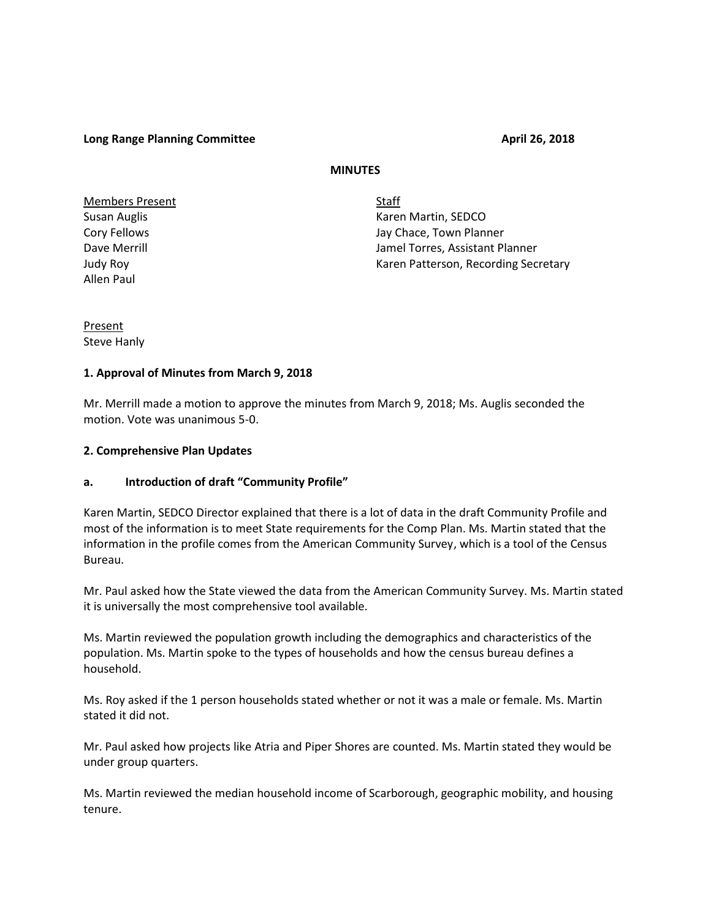**Long Range Planning Committee** **April 26, 2018**

**MINUTES**

| Members Present | Staff |
|---|---|
| Susan Auglis | Karen Martin, SEDCO |
| Cory Fellows | Jay Chace, Town Planner |
| Dave Merrill | Jamel Torres, Assistant Planner |
| Judy Roy | Karen Patterson, Recording Secretary |
| Allen Paul | |

Present
Steve Hanly

**1. Approval of Minutes from March 9, 2018**

Mr. Merrill made a motion to approve the minutes from March 9, 2018; Ms. Auglis seconded the motion. Vote was unanimous 5-0.

**2. Comprehensive Plan Updates**

**a. Introduction of draft "Community Profile"**

Karen Martin, SEDCO Director explained that there is a lot of data in the draft Community Profile and most of the information is to meet State requirements for the Comp Plan. Ms. Martin stated that the information in the profile comes from the American Community Survey, which is a tool of the Census Bureau.

Mr. Paul asked how the State viewed the data from the American Community Survey. Ms. Martin stated it is universally the most comprehensive tool available.

Ms. Martin reviewed the population growth including the demographics and characteristics of the population. Ms. Martin spoke to the types of households and how the census bureau defines a household.

Ms. Roy asked if the 1 person households stated whether or not it was a male or female. Ms. Martin stated it did not.

Mr. Paul asked how projects like Atria and Piper Shores are counted. Ms. Martin stated they would be under group quarters.

Ms. Martin reviewed the median household income of Scarborough, geographic mobility, and housing tenure.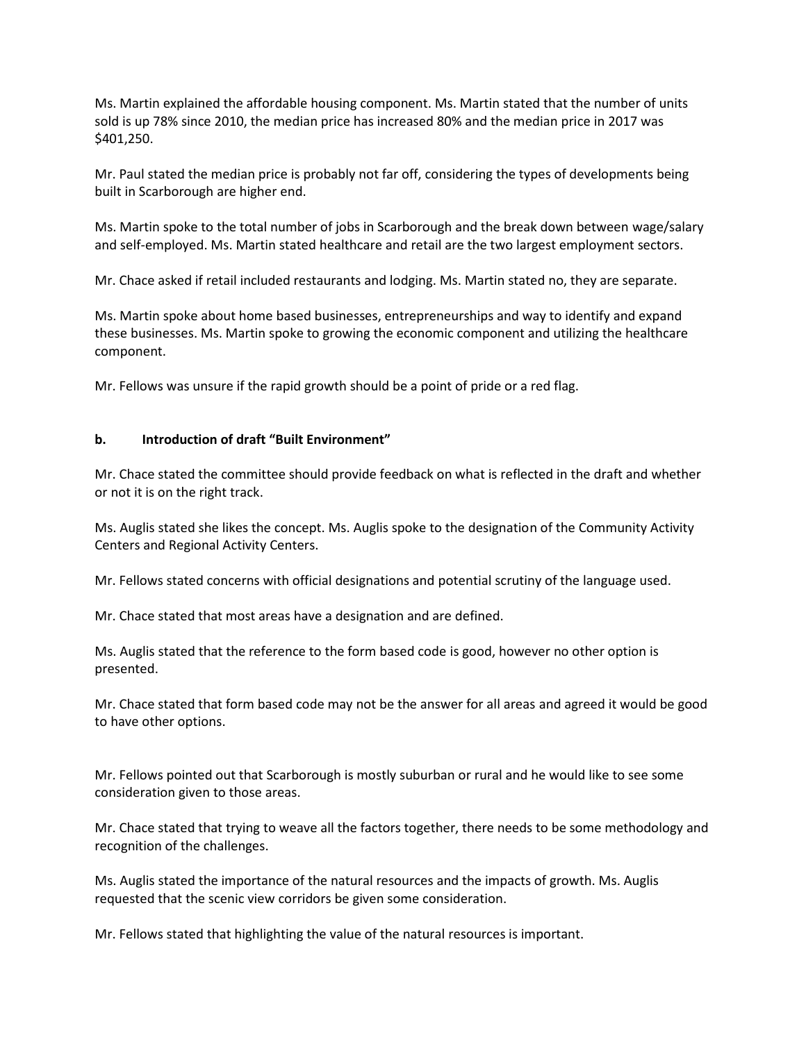Ms. Martin explained the affordable housing component. Ms. Martin stated that the number of units sold is up 78% since 2010, the median price has increased 80% and the median price in 2017 was $401,250.

Mr. Paul stated the median price is probably not far off, considering the types of developments being built in Scarborough are higher end.

Ms. Martin spoke to the total number of jobs in Scarborough and the break down between wage/salary and self-employed. Ms. Martin stated healthcare and retail are the two largest employment sectors.

Mr. Chace asked if retail included restaurants and lodging. Ms. Martin stated no, they are separate.

Ms. Martin spoke about home based businesses, entrepreneurships and way to identify and expand these businesses. Ms. Martin spoke to growing the economic component and utilizing the healthcare component.

Mr. Fellows was unsure if the rapid growth should be a point of pride or a red flag.

**b. Introduction of draft "Built Environment"**

Mr. Chace stated the committee should provide feedback on what is reflected in the draft and whether or not it is on the right track.

Ms. Auglis stated she likes the concept. Ms. Auglis spoke to the designation of the Community Activity Centers and Regional Activity Centers.

Mr. Fellows stated concerns with official designations and potential scrutiny of the language used.

Mr. Chace stated that most areas have a designation and are defined.

Ms. Auglis stated that the reference to the form based code is good, however no other option is presented.

Mr. Chace stated that form based code may not be the answer for all areas and agreed it would be good to have other options.

Mr. Fellows pointed out that Scarborough is mostly suburban or rural and he would like to see some consideration given to those areas.

Mr. Chace stated that trying to weave all the factors together, there needs to be some methodology and recognition of the challenges.

Ms. Auglis stated the importance of the natural resources and the impacts of growth. Ms. Auglis requested that the scenic view corridors be given some consideration.

Mr. Fellows stated that highlighting the value of the natural resources is important.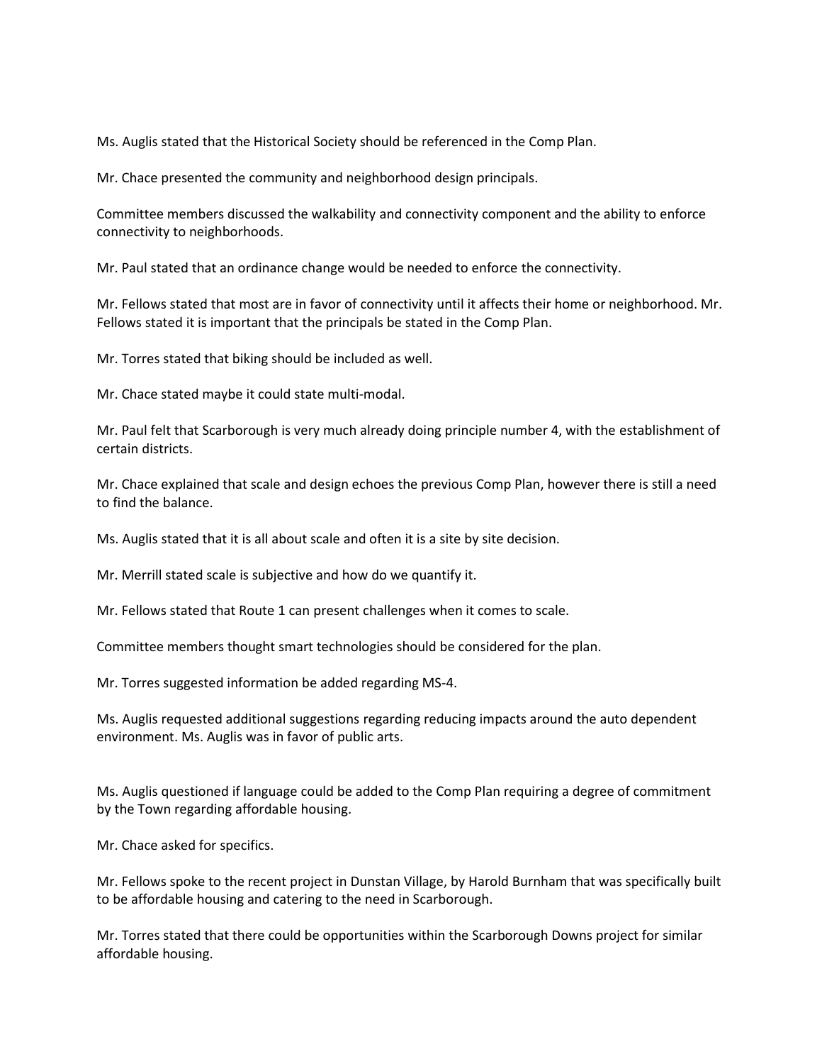Ms. Auglis stated that the Historical Society should be referenced in the Comp Plan.

Mr. Chace presented the community and neighborhood design principals.

Committee members discussed the walkability and connectivity component and the ability to enforce connectivity to neighborhoods.

Mr. Paul stated that an ordinance change would be needed to enforce the connectivity.

Mr. Fellows stated that most are in favor of connectivity until it affects their home or neighborhood. Mr. Fellows stated it is important that the principals be stated in the Comp Plan.

Mr. Torres stated that biking should be included as well.

Mr. Chace stated maybe it could state multi-modal.

Mr. Paul felt that Scarborough is very much already doing principle number 4, with the establishment of certain districts.

Mr. Chace explained that scale and design echoes the previous Comp Plan, however there is still a need to find the balance.

Ms. Auglis stated that it is all about scale and often it is a site by site decision.

Mr. Merrill stated scale is subjective and how do we quantify it.

Mr. Fellows stated that Route 1 can present challenges when it comes to scale.

Committee members thought smart technologies should be considered for the plan.

Mr. Torres suggested information be added regarding MS-4.

Ms. Auglis requested additional suggestions regarding reducing impacts around the auto dependent environment. Ms. Auglis was in favor of public arts.

Ms. Auglis questioned if language could be added to the Comp Plan requiring a degree of commitment by the Town regarding affordable housing.

Mr. Chace asked for specifics.

Mr. Fellows spoke to the recent project in Dunstan Village, by Harold Burnham that was specifically built to be affordable housing and catering to the need in Scarborough.

Mr. Torres stated that there could be opportunities within the Scarborough Downs project for similar affordable housing.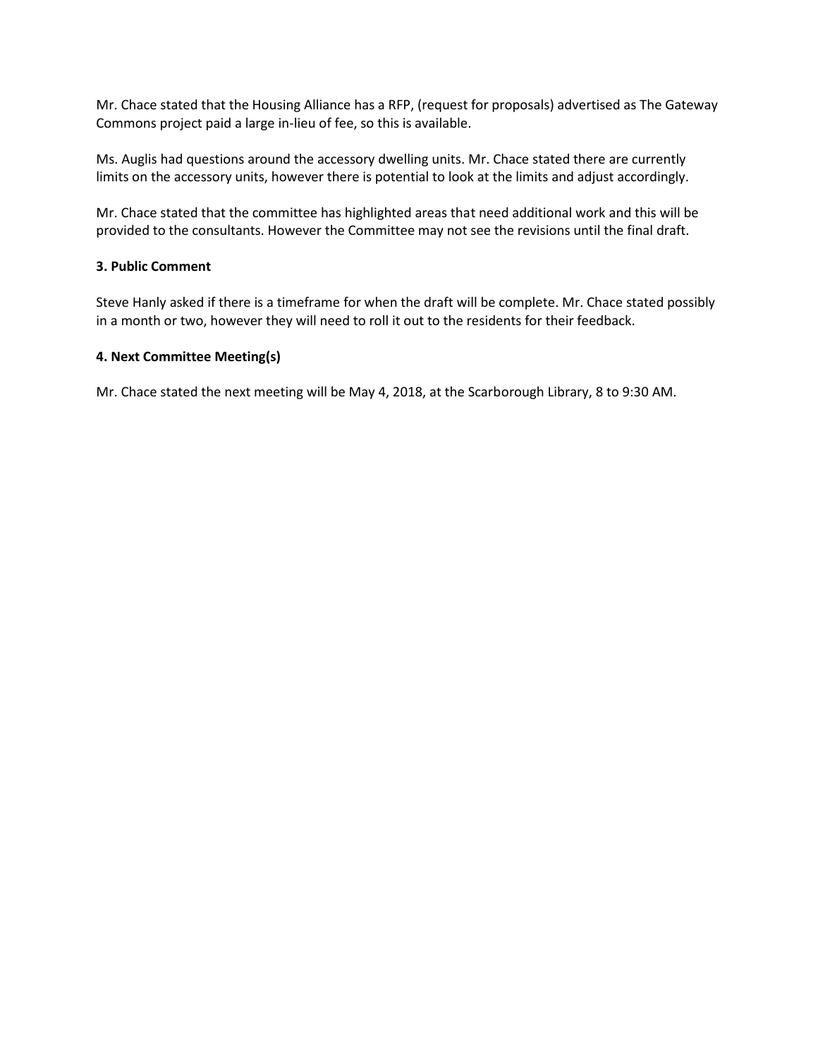Mr. Chace stated that the Housing Alliance has a RFP, (request for proposals) advertised as The Gateway Commons project paid a large in-lieu of fee, so this is available.

Ms. Auglis had questions around the accessory dwelling units. Mr. Chace stated there are currently limits on the accessory units, however there is potential to look at the limits and adjust accordingly.

Mr. Chace stated that the committee has highlighted areas that need additional work and this will be provided to the consultants. However the Committee may not see the revisions until the final draft.

**3. Public Comment**

Steve Hanly asked if there is a timeframe for when the draft will be complete. Mr. Chace stated possibly in a month or two, however they will need to roll it out to the residents for their feedback.

**4. Next Committee Meeting(s)**

Mr. Chace stated the next meeting will be May 4, 2018, at the Scarborough Library, 8 to 9:30 AM.